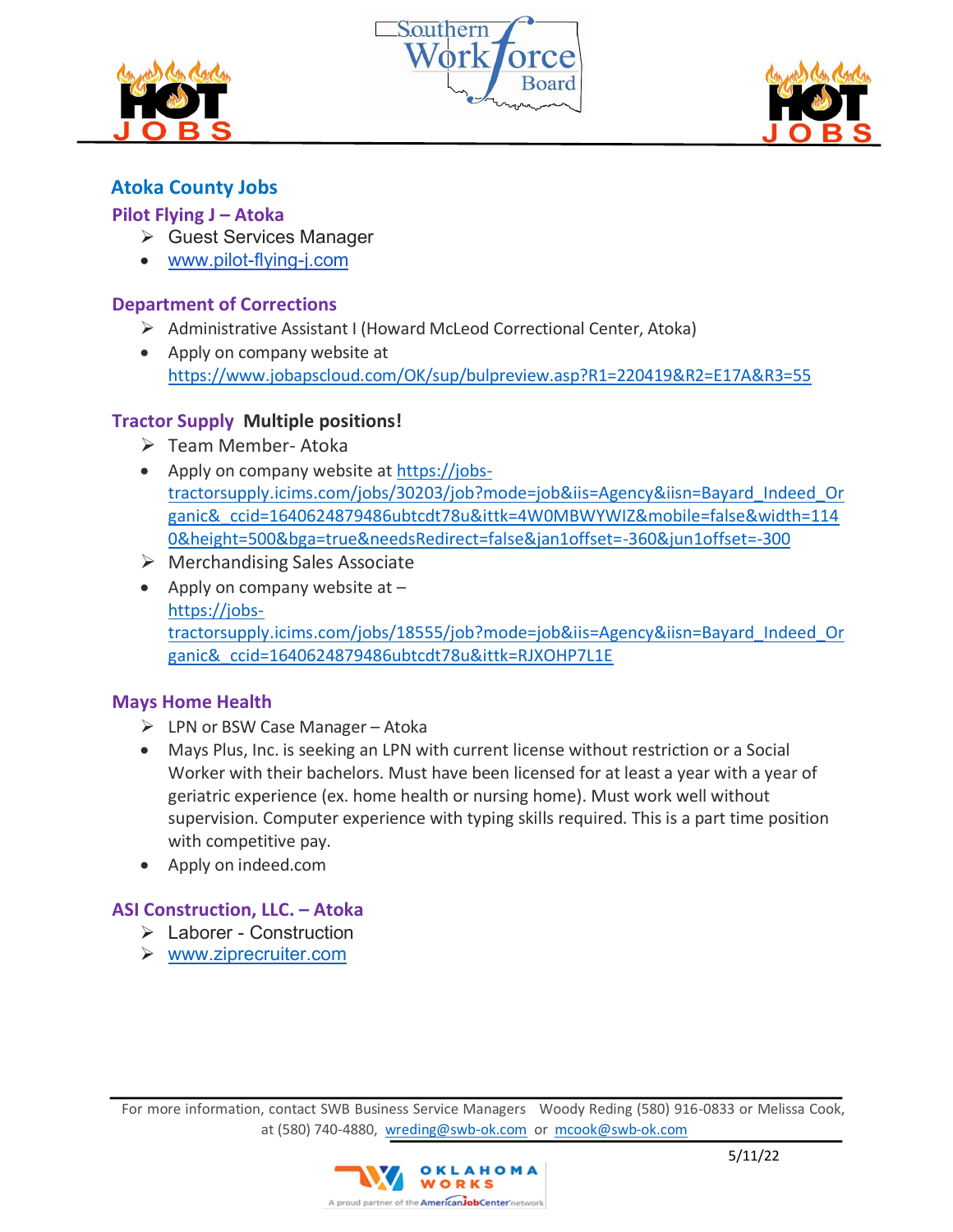## Atoka County Jobs

### Pilot Flying J – Atoka

- Guest Services Manager
- www.pilot-flying-j.com

### Department of Corrections

- Administrative Assistant I (Howard McLeod Correctional Center, Atoka)
- Apply on company website at https://www.jobapscloud.com/OK/sup/bulpreview.asp?R1=220419&R2=E17A&R3=55

### Tractor Supply **Multiple positions!**

- Team Member- Atoka
- Apply on company website at https://jobs-tractorsupply.icims.com/jobs/30203/job?mode=job&iis=Agency&iisn=Bayard_Indeed_Organic&_ccid=1640624879486ubtcdt78u&ittk=4W0MBWYWIZ&mobile=false&width=1140&height=500&bga=true&needsRedirect=false&jan1offset=-360&jun1offset=-300
- Merchandising Sales Associate
- Apply on company website at – https://jobs-tractorsupply.icims.com/jobs/18555/job?mode=job&iis=Agency&iisn=Bayard_Indeed_Organic&_ccid=1640624879486ubtcdt78u&ittk=RJXOHP7L1E

### Mays Home Health

- LPN or BSW Case Manager – Atoka
- Mays Plus, Inc. is seeking an LPN with current license without restriction or a Social Worker with their bachelors. Must have been licensed for at least a year with a year of geriatric experience (ex. home health or nursing home). Must work well without supervision. Computer experience with typing skills required. This is a part time position with competitive pay.
- Apply on indeed.com

### ASI Construction, LLC. – Atoka

- Laborer - Construction
- www.ziprecruiter.com

For more information, contact SWB Business Service Managers Woody Reding (580) 916-0833 or Melissa Cook, at (580) 740-4880, wreding@swb-ok.com or mcook@swb-ok.com

5/11/22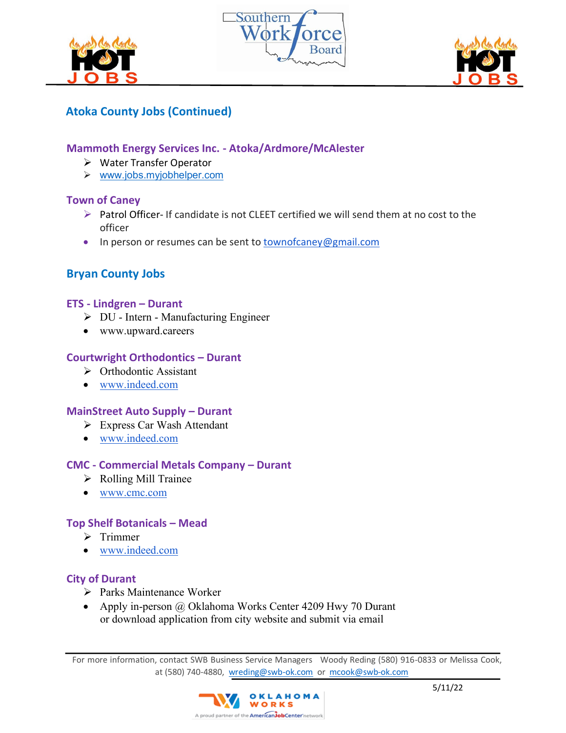## Atoka County Jobs (Continued)

### Mammoth Energy Services Inc. - Atoka/Ardmore/McAlester

- Water Transfer Operator
- www.jobs.myjobhelper.com

### Town of Caney

- Patrol Officer- If candidate is not CLEET certified we will send them at no cost to the officer
- In person or resumes can be sent to townofcaney@gmail.com

## Bryan County Jobs

### ETS - Lindgren – Durant

- DU - Intern - Manufacturing Engineer
- www.upward.careers

### Courtwright Orthodontics – Durant

- Orthodontic Assistant
- www.indeed.com

### MainStreet Auto Supply – Durant

- Express Car Wash Attendant
- www.indeed.com

### CMC - Commercial Metals Company – Durant

- Rolling Mill Trainee
- www.cmc.com

### Top Shelf Botanicals – Mead

- Trimmer
- www.indeed.com

### City of Durant

- Parks Maintenance Worker
- Apply in-person @ Oklahoma Works Center 4209 Hwy 70 Durant or download application from city website and submit via email

For more information, contact SWB Business Service Managers Woody Reding (580) 916-0833 or Melissa Cook, at (580) 740-4880, wreding@swb-ok.com or mcook@swb-ok.com

5/11/22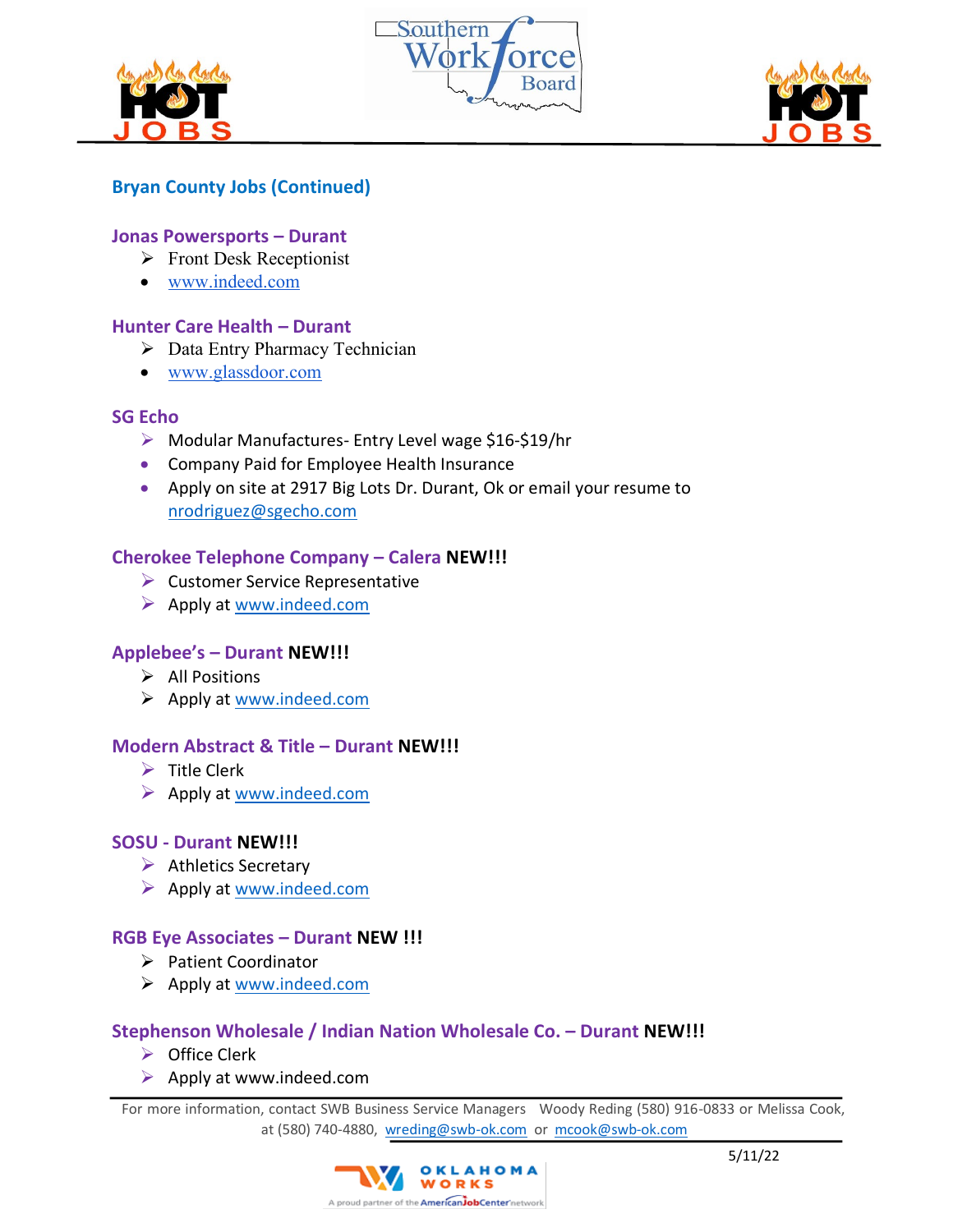## Bryan County Jobs (Continued)

### Jonas Powersports – Durant

- Front Desk Receptionist
- www.indeed.com

### Hunter Care Health – Durant

- Data Entry Pharmacy Technician
- www.glassdoor.com

### SG Echo

- Modular Manufactures- Entry Level wage $16-$19/hr
- Company Paid for Employee Health Insurance
- Apply on site at 2917 Big Lots Dr. Durant, Ok or email your resume to nrodriguez@sgecho.com

### Cherokee Telephone Company – Calera **NEW!!!**

- Customer Service Representative
- Apply at www.indeed.com

### Applebee's – Durant **NEW!!!**

- All Positions
- Apply at www.indeed.com

### Modern Abstract & Title – Durant **NEW!!!**

- Title Clerk
- Apply at www.indeed.com

### SOSU - Durant **NEW!!!**

- Athletics Secretary
- Apply at www.indeed.com

### RGB Eye Associates – Durant **NEW !!!**

- Patient Coordinator
- Apply at www.indeed.com

### Stephenson Wholesale / Indian Nation Wholesale Co. – Durant **NEW!!!**

- Office Clerk
- Apply at www.indeed.com

For more information, contact SWB Business Service Managers Woody Reding (580) 916-0833 or Melissa Cook, at (580) 740-4880, wreding@swb-ok.com or mcook@swb-ok.com

5/11/22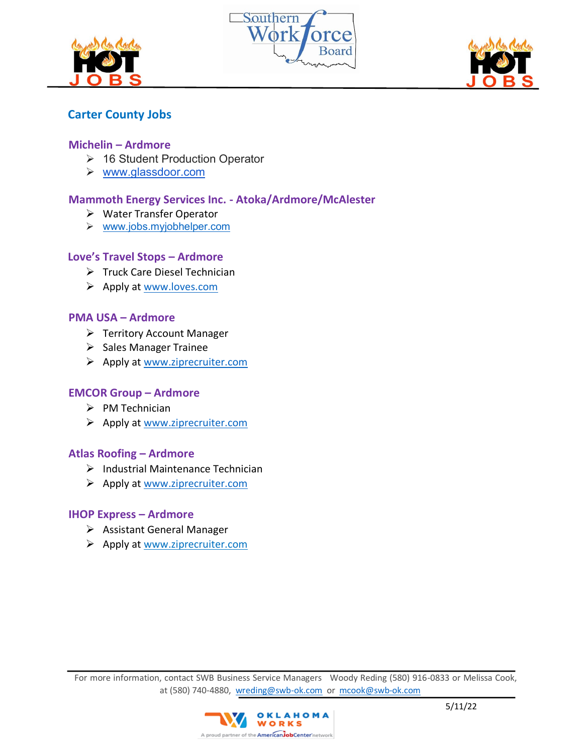## Carter County Jobs

### Michelin – Ardmore

- 16 Student Production Operator
- www.glassdoor.com

### Mammoth Energy Services Inc. - Atoka/Ardmore/McAlester

- Water Transfer Operator
- www.jobs.myjobhelper.com

### Love's Travel Stops – Ardmore

- Truck Care Diesel Technician
- Apply at www.loves.com

### PMA USA – Ardmore

- Territory Account Manager
- Sales Manager Trainee
- Apply at www.ziprecruiter.com

### EMCOR Group – Ardmore

- PM Technician
- Apply at www.ziprecruiter.com

### Atlas Roofing – Ardmore

- Industrial Maintenance Technician
- Apply at www.ziprecruiter.com

### IHOP Express – Ardmore

- Assistant General Manager
- Apply at www.ziprecruiter.com

For more information, contact SWB Business Service Managers Woody Reding (580) 916-0833 or Melissa Cook, at (580) 740-4880, wreding@swb-ok.com or mcook@swb-ok.com

5/11/22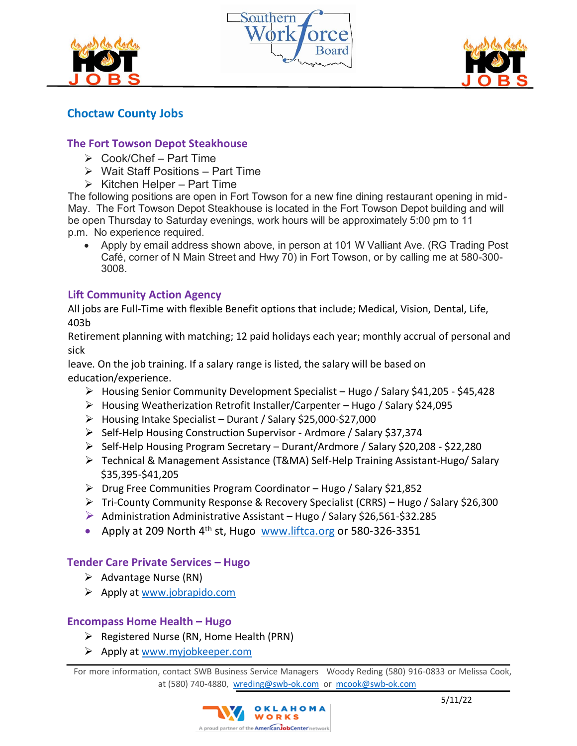## Choctaw County Jobs

### The Fort Towson Depot Steakhouse

- Cook/Chef – Part Time
- Wait Staff Positions – Part Time
- Kitchen Helper – Part Time

The following positions are open in Fort Towson for a new fine dining restaurant opening in mid-May. The Fort Towson Depot Steakhouse is located in the Fort Towson Depot building and will be open Thursday to Saturday evenings, work hours will be approximately 5:00 pm to 11 p.m. No experience required.

- Apply by email address shown above, in person at 101 W Valliant Ave. (RG Trading Post Café, corner of N Main Street and Hwy 70) in Fort Towson, or by calling me at 580-300-3008.

### Lift Community Action Agency

All jobs are Full-Time with flexible Benefit options that include; Medical, Vision, Dental, Life, 403b Retirement planning with matching; 12 paid holidays each year; monthly accrual of personal and sick leave. On the job training. If a salary range is listed, the salary will be based on education/experience.

- Housing Senior Community Development Specialist – Hugo / Salary $41,205 - $45,428
- Housing Weatherization Retrofit Installer/Carpenter – Hugo / Salary $24,095
- Housing Intake Specialist – Durant / Salary $25,000-$27,000
- Self-Help Housing Construction Supervisor - Ardmore / Salary $37,374
- Self-Help Housing Program Secretary – Durant/Ardmore / Salary $20,208 - $22,280
- Technical & Management Assistance (T&MA) Self-Help Training Assistant-Hugo/ Salary $35,395-$41,205
- Drug Free Communities Program Coordinator – Hugo / Salary $21,852
- Tri-County Community Response & Recovery Specialist (CRRS) – Hugo / Salary $26,300
- Administration Administrative Assistant – Hugo / Salary $26,561-$32.285
- Apply at 209 North 4th st, Hugo www.liftca.org or 580-326-3351

### Tender Care Private Services – Hugo

- Advantage Nurse (RN)
- Apply at www.jobrapido.com

### Encompass Home Health – Hugo

- Registered Nurse (RN, Home Health (PRN)
- Apply at www.myjobkeeper.com

For more information, contact SWB Business Service Managers Woody Reding (580) 916-0833 or Melissa Cook, at (580) 740-4880, wreding@swb-ok.com or mcook@swb-ok.com

5/11/22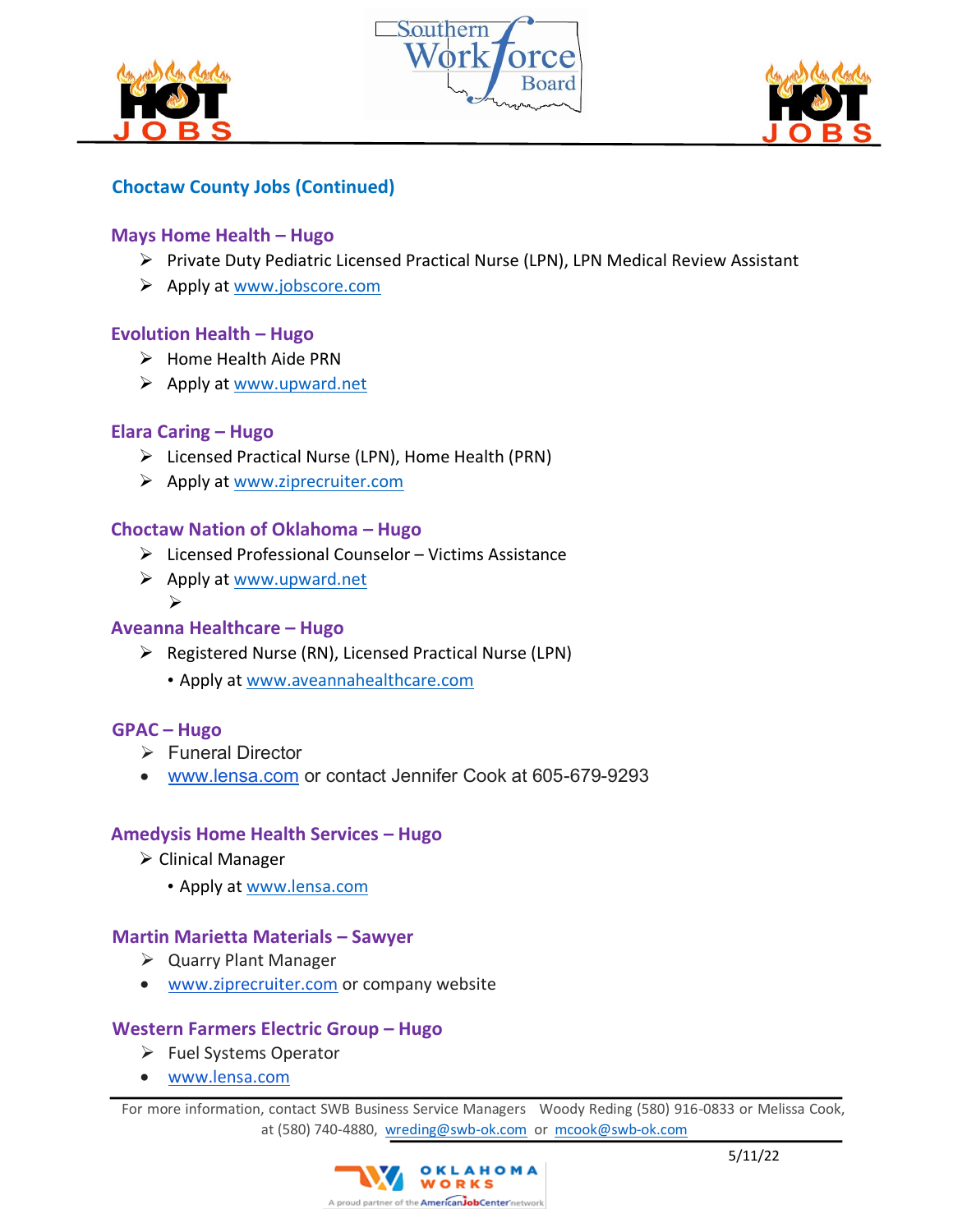## Choctaw County Jobs (Continued)

### Mays Home Health – Hugo

- Private Duty Pediatric Licensed Practical Nurse (LPN), LPN Medical Review Assistant
- Apply at www.jobscore.com

### Evolution Health – Hugo

- Home Health Aide PRN
- Apply at www.upward.net

### Elara Caring – Hugo

- Licensed Practical Nurse (LPN), Home Health (PRN)
- Apply at www.ziprecruiter.com

### Choctaw Nation of Oklahoma – Hugo

- Licensed Professional Counselor – Victims Assistance
- Apply at www.upward.net

### Aveanna Healthcare – Hugo

- Registered Nurse (RN), Licensed Practical Nurse (LPN)
  - Apply at www.aveannahealthcare.com

### GPAC – Hugo

- Funeral Director
- www.lensa.com or contact Jennifer Cook at 605-679-9293

### Amedysis Home Health Services – Hugo

- Clinical Manager
  - Apply at www.lensa.com

### Martin Marietta Materials – Sawyer

- Quarry Plant Manager
- www.ziprecruiter.com or company website

### Western Farmers Electric Group – Hugo

- Fuel Systems Operator
- www.lensa.com

For more information, contact SWB Business Service Managers Woody Reding (580) 916-0833 or Melissa Cook, at (580) 740-4880, wreding@swb-ok.com or mcook@swb-ok.com

5/11/22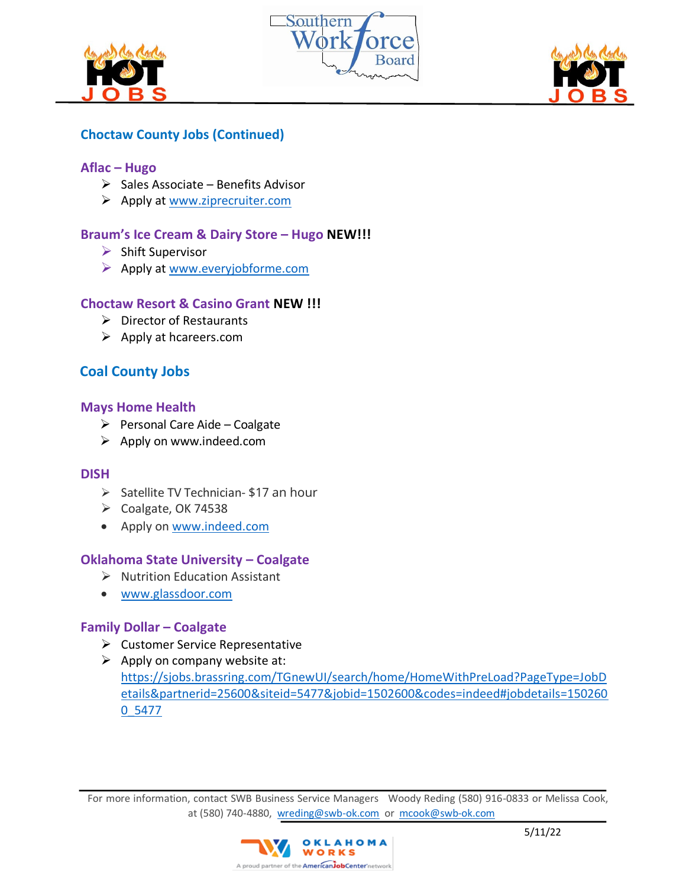## Choctaw County Jobs (Continued)

### Aflac – Hugo

- Sales Associate – Benefits Advisor
- Apply at www.ziprecruiter.com

### Braum's Ice Cream & Dairy Store – Hugo **NEW!!!**

- Shift Supervisor
- Apply at www.everyjobforme.com

### Choctaw Resort & Casino Grant **NEW !!!**

- Director of Restaurants
- Apply at hcareers.com

## Coal County Jobs

### Mays Home Health

- Personal Care Aide – Coalgate
- Apply on www.indeed.com

### DISH

- Satellite TV Technician- $17 an hour
- Coalgate, OK 74538
- Apply on www.indeed.com

### Oklahoma State University – Coalgate

- Nutrition Education Assistant
- www.glassdoor.com

### Family Dollar – Coalgate

- Customer Service Representative
- Apply on company website at: https://sjobs.brassring.com/TGnewUI/search/home/HomeWithPreLoad?PageType=JobDetails&partnerid=25600&siteid=5477&jobid=1502600&codes=indeed#jobdetails=1502600_5477

For more information, contact SWB Business Service Managers Woody Reding (580) 916-0833 or Melissa Cook, at (580) 740-4880, wreding@swb-ok.com or mcook@swb-ok.com

5/11/22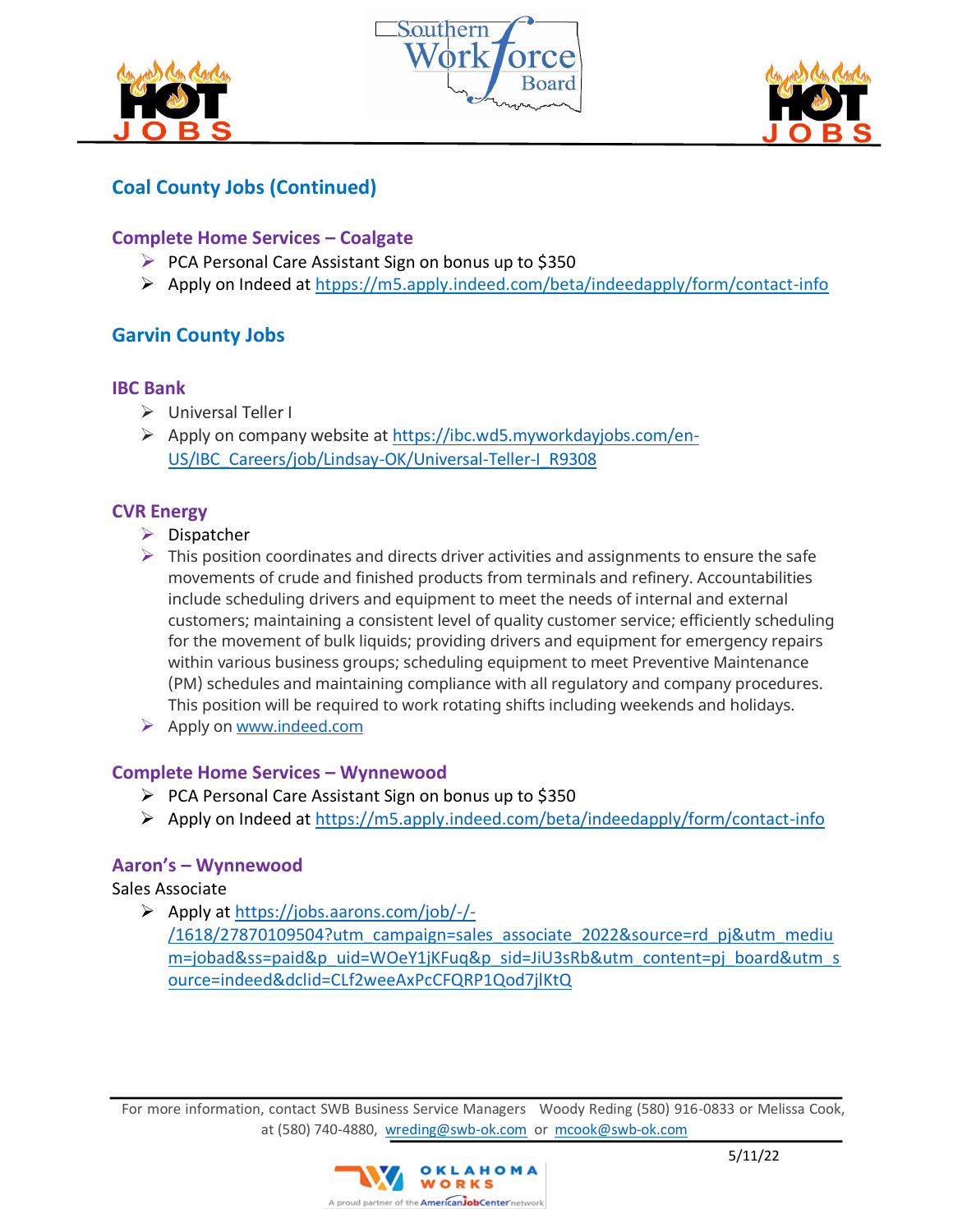## Coal County Jobs (Continued)

### Complete Home Services – Coalgate

- PCA Personal Care Assistant Sign on bonus up to $350
- Apply on Indeed at htpps://m5.apply.indeed.com/beta/indeedapply/form/contact-info

## Garvin County Jobs

### IBC Bank

- Universal Teller I
- Apply on company website at https://ibc.wd5.myworkdayjobs.com/en-US/IBC_Careers/job/Lindsay-OK/Universal-Teller-I_R9308

### CVR Energy

- Dispatcher
- This position coordinates and directs driver activities and assignments to ensure the safe movements of crude and finished products from terminals and refinery. Accountabilities include scheduling drivers and equipment to meet the needs of internal and external customers; maintaining a consistent level of quality customer service; efficiently scheduling for the movement of bulk liquids; providing drivers and equipment for emergency repairs within various business groups; scheduling equipment to meet Preventive Maintenance (PM) schedules and maintaining compliance with all regulatory and company procedures. This position will be required to work rotating shifts including weekends and holidays.
- Apply on www.indeed.com

### Complete Home Services – Wynnewood

- PCA Personal Care Assistant Sign on bonus up to $350
- Apply on Indeed at https://m5.apply.indeed.com/beta/indeedapply/form/contact-info

### Aaron's – Wynnewood

Sales Associate

- Apply at https://jobs.aarons.com/job/-/-/1618/27870109504?utm_campaign=sales_associate_2022&source=rd_pj&utm_medium=jobad&ss=paid&p_uid=WOeY1jKFuq&p_sid=JiU3sRb&utm_content=pj_board&utm_source=indeed&dclid=CLf2weeAxPcCFQRP1Qod7jlKtQ

For more information, contact SWB Business Service Managers Woody Reding (580) 916-0833 or Melissa Cook, at (580) 740-4880, wreding@swb-ok.com or mcook@swb-ok.com

5/11/22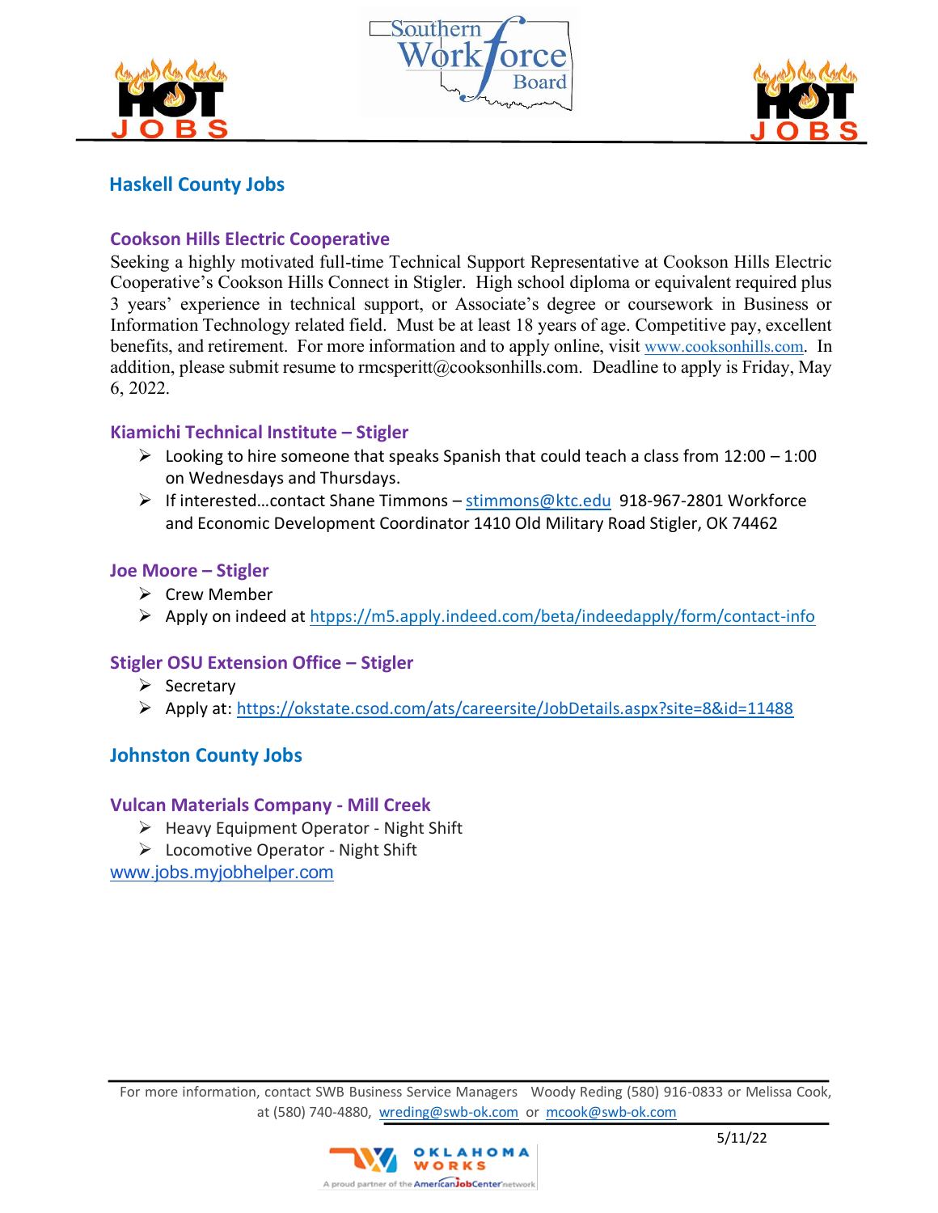## Haskell County Jobs

### Cookson Hills Electric Cooperative

Seeking a highly motivated full-time Technical Support Representative at Cookson Hills Electric Cooperative's Cookson Hills Connect in Stigler. High school diploma or equivalent required plus 3 years' experience in technical support, or Associate's degree or coursework in Business or Information Technology related field. Must be at least 18 years of age. Competitive pay, excellent benefits, and retirement. For more information and to apply online, visit www.cooksonhills.com. In addition, please submit resume to rmcsperitt@cooksonhills.com. Deadline to apply is Friday, May 6, 2022.

### Kiamichi Technical Institute – Stigler

- Looking to hire someone that speaks Spanish that could teach a class from 12:00 – 1:00 on Wednesdays and Thursdays.
- If interested…contact Shane Timmons – stimmons@ktc.edu 918-967-2801 Workforce and Economic Development Coordinator 1410 Old Military Road Stigler, OK 74462

### Joe Moore – Stigler

- Crew Member
- Apply on indeed at htpps://m5.apply.indeed.com/beta/indeedapply/form/contact-info

### Stigler OSU Extension Office – Stigler

- Secretary
- Apply at: https://okstate.csod.com/ats/careersite/JobDetails.aspx?site=8&id=11488

## Johnston County Jobs

### Vulcan Materials Company - Mill Creek

- Heavy Equipment Operator - Night Shift
- Locomotive Operator - Night Shift

www.jobs.myjobhelper.com

For more information, contact SWB Business Service Managers Woody Reding (580) 916-0833 or Melissa Cook, at (580) 740-4880, wreding@swb-ok.com or mcook@swb-ok.com

5/11/22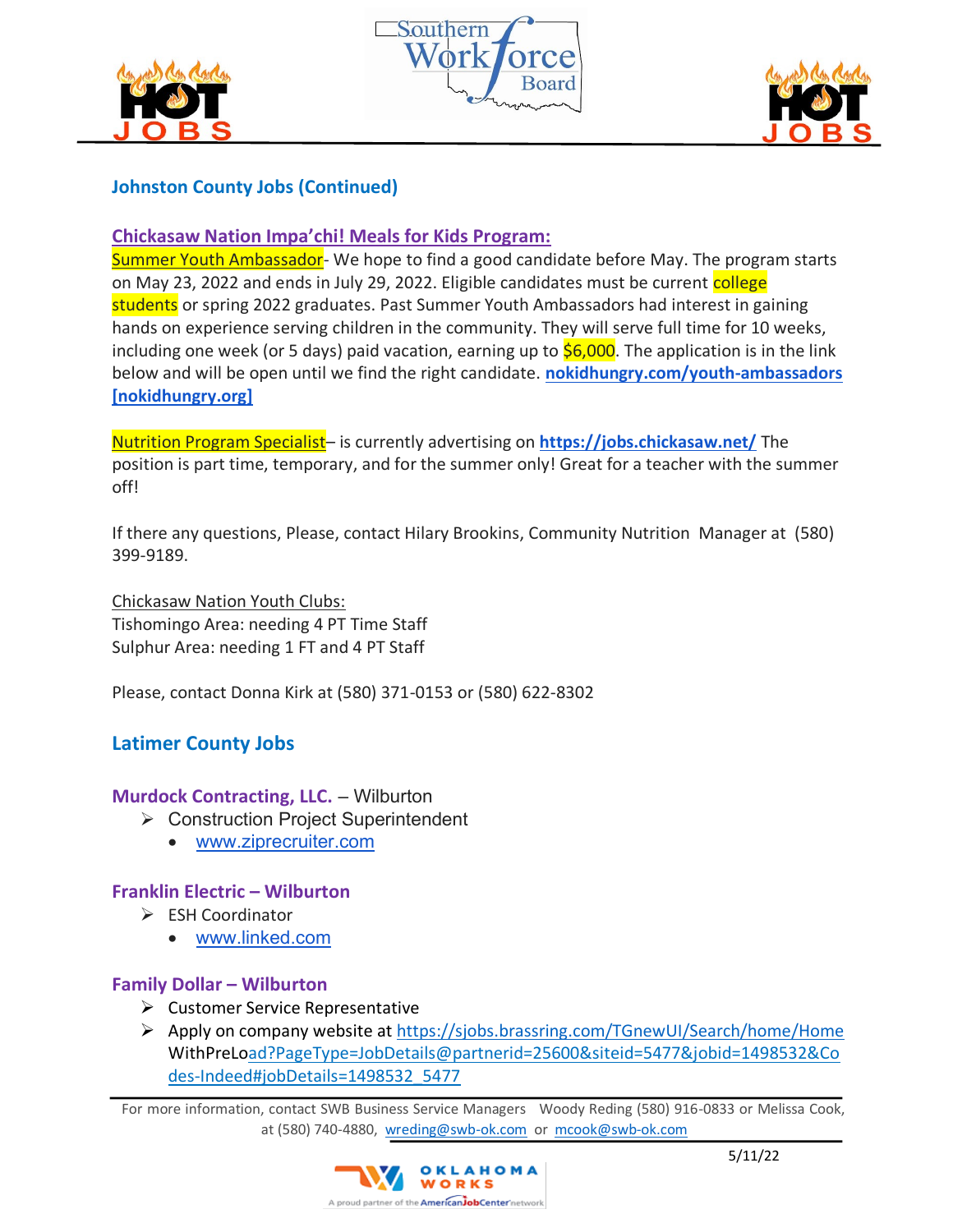## Johnston County Jobs (Continued)

### Chickasaw Nation Impa'chi! Meals for Kids Program:

Summer Youth Ambassador- We hope to find a good candidate before May. The program starts on May 23, 2022 and ends in July 29, 2022. Eligible candidates must be current college students or spring 2022 graduates. Past Summer Youth Ambassadors had interest in gaining hands on experience serving children in the community. They will serve full time for 10 weeks, including one week (or 5 days) paid vacation, earning up to $6,000. The application is in the link below and will be open until we find the right candidate. **nokidhungry.com/youth-ambassadors [nokidhungry.org]**

Nutrition Program Specialist– is currently advertising on **https://jobs.chickasaw.net/** The position is part time, temporary, and for the summer only! Great for a teacher with the summer off!

If there any questions, Please, contact Hilary Brookins, Community Nutrition Manager at (580) 399-9189.

Chickasaw Nation Youth Clubs:
Tishomingo Area: needing 4 PT Time Staff
Sulphur Area: needing 1 FT and 4 PT Staff

Please, contact Donna Kirk at (580) 371-0153 or (580) 622-8302

## Latimer County Jobs

### Murdock Contracting, LLC. – Wilburton

- Construction Project Superintendent
  - www.ziprecruiter.com

### Franklin Electric – Wilburton

- ESH Coordinator
  - www.linked.com

### Family Dollar – Wilburton

- Customer Service Representative
- Apply on company website at https://sjobs.brassring.com/TGnewUI/Search/home/HomeWithPreLoad?PageType=JobDetails@partnerid=25600&siteid=5477&jobid=1498532&Codes-Indeed#jobDetails=1498532_5477

For more information, contact SWB Business Service Managers Woody Reding (580) 916-0833 or Melissa Cook, at (580) 740-4880, wreding@swb-ok.com or mcook@swb-ok.com

5/11/22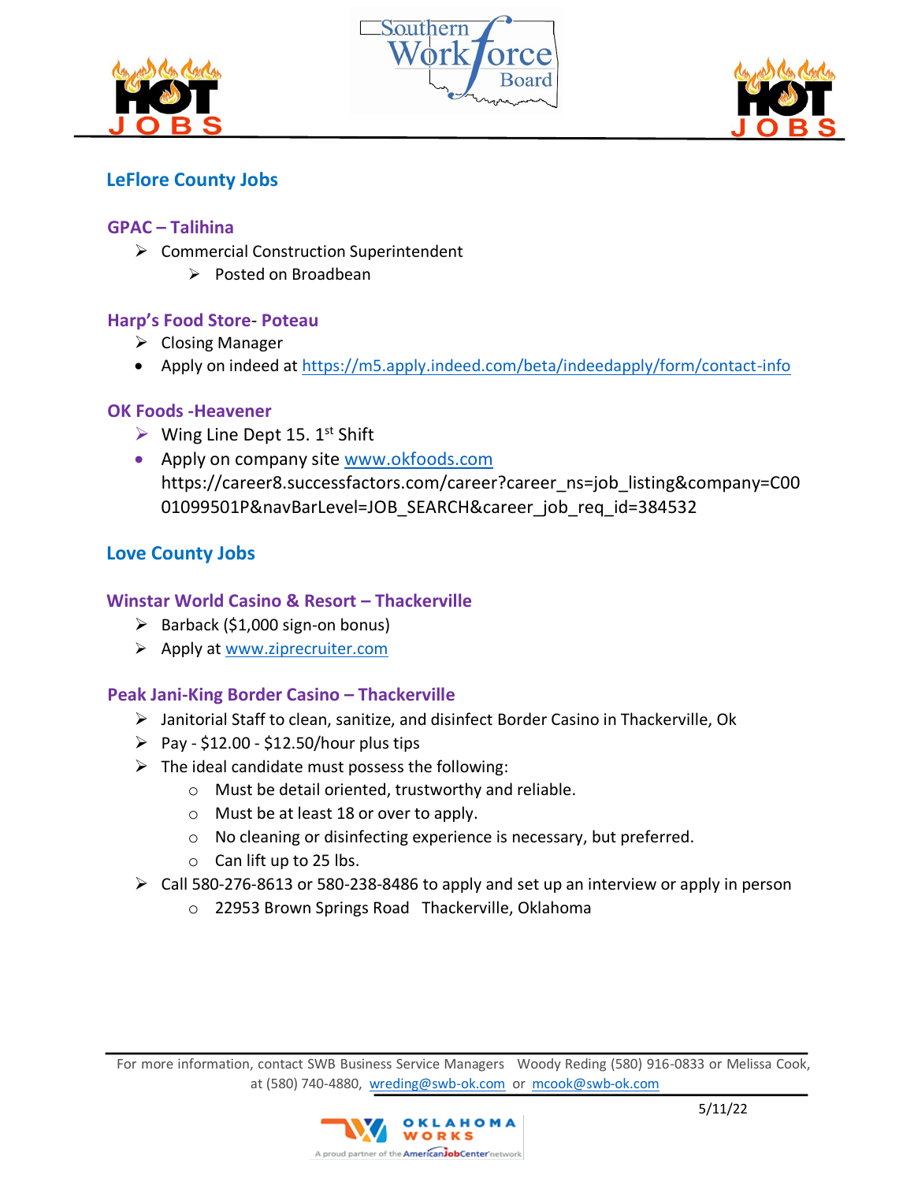## LeFlore County Jobs

### GPAC – Talihina

- Commercial Construction Superintendent
  - Posted on Broadbean

### Harp's Food Store- Poteau

- Closing Manager
- Apply on indeed at https://m5.apply.indeed.com/beta/indeedapply/form/contact-info

### OK Foods -Heavener

- Wing Line Dept 15. 1st Shift
- Apply on company site www.okfoods.com https://career8.successfactors.com/career?career_ns=job_listing&company=C0001099501P&navBarLevel=JOB_SEARCH&career_job_req_id=384532

## Love County Jobs

### Winstar World Casino & Resort – Thackerville

- Barback ($1,000 sign-on bonus)
- Apply at www.ziprecruiter.com

### Peak Jani-King Border Casino – Thackerville

- Janitorial Staff to clean, sanitize, and disinfect Border Casino in Thackerville, Ok
- Pay - $12.00 - $12.50/hour plus tips
- The ideal candidate must possess the following:
  - Must be detail oriented, trustworthy and reliable.
  - Must be at least 18 or over to apply.
  - No cleaning or disinfecting experience is necessary, but preferred.
  - Can lift up to 25 lbs.
- Call 580-276-8613 or 580-238-8486 to apply and set up an interview or apply in person
  - 22953 Brown Springs Road Thackerville, Oklahoma

For more information, contact SWB Business Service Managers Woody Reding (580) 916-0833 or Melissa Cook, at (580) 740-4880, wreding@swb-ok.com or mcook@swb-ok.com

5/11/22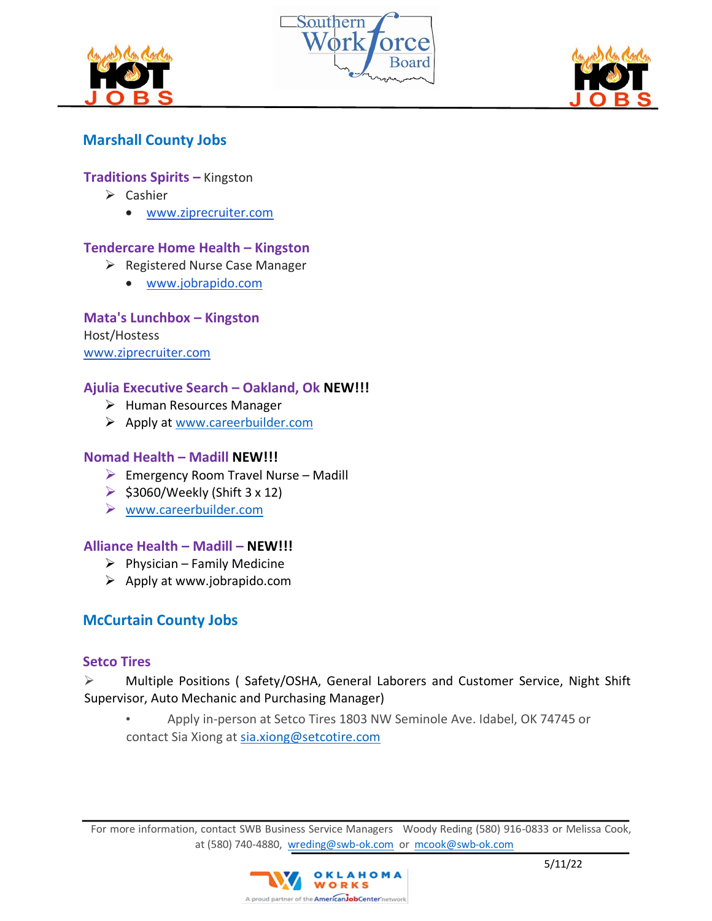## Marshall County Jobs

### Traditions Spirits – Kingston

- Cashier
  - www.ziprecruiter.com

### Tendercare Home Health – Kingston

- Registered Nurse Case Manager
  - www.jobrapido.com

### Mata's Lunchbox – Kingston

Host/Hostess

www.ziprecruiter.com

### Ajulia Executive Search – Oakland, Ok **NEW!!!**

- Human Resources Manager
- Apply at www.careerbuilder.com

### Nomad Health – Madill **NEW!!!**

- Emergency Room Travel Nurse – Madill
- $3060/Weekly (Shift 3 x 12)
- www.careerbuilder.com

### Alliance Health – Madill – **NEW!!!**

- Physician – Family Medicine
- Apply at www.jobrapido.com

## McCurtain County Jobs

### Setco Tires

- Multiple Positions ( Safety/OSHA, General Laborers and Customer Service, Night Shift Supervisor, Auto Mechanic and Purchasing Manager)
  - Apply in-person at Setco Tires 1803 NW Seminole Ave. Idabel, OK 74745 or contact Sia Xiong at sia.xiong@setcotire.com

For more information, contact SWB Business Service Managers Woody Reding (580) 916-0833 or Melissa Cook, at (580) 740-4880, wreding@swb-ok.com or mcook@swb-ok.com

5/11/22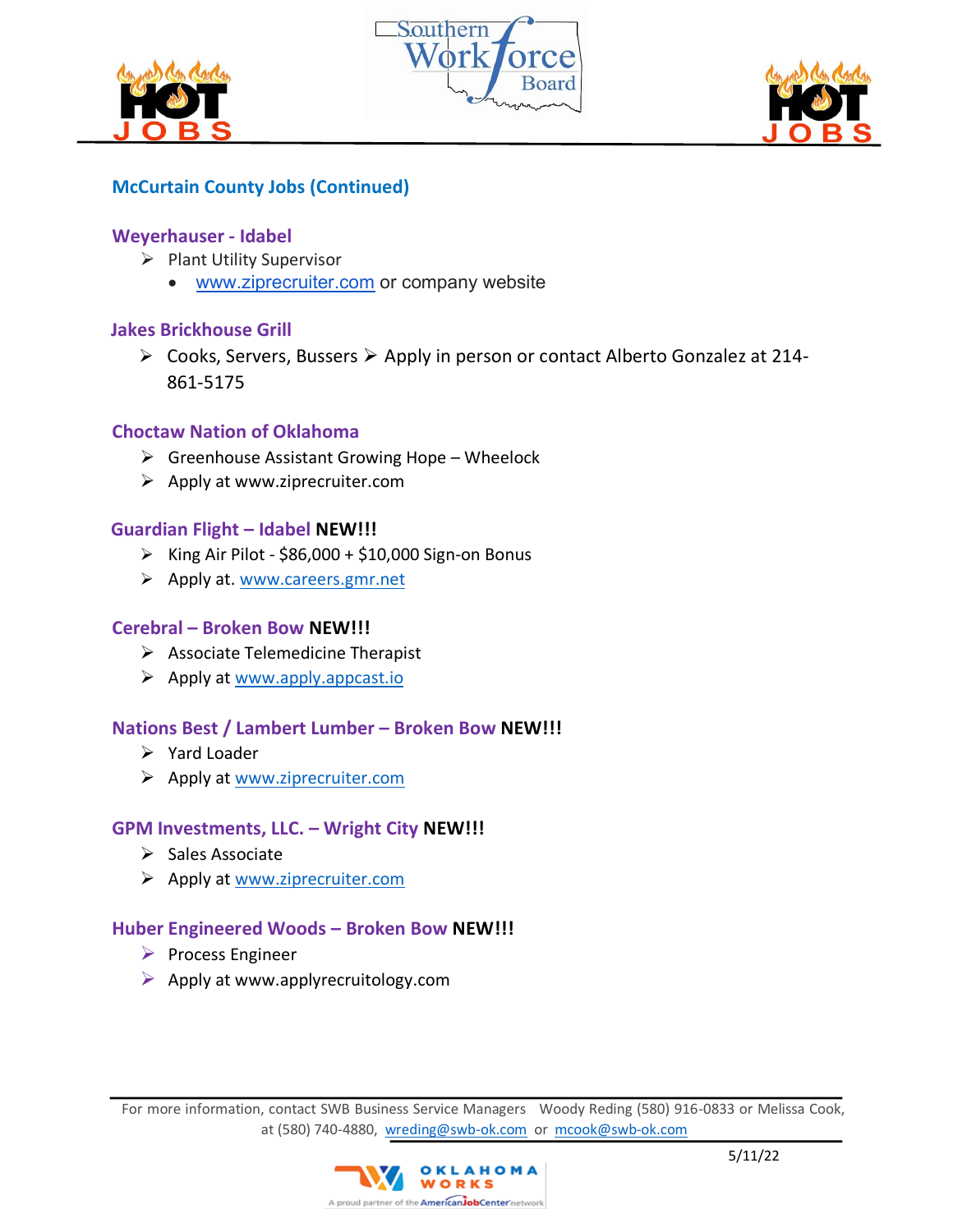## McCurtain County Jobs (Continued)

### Weyerhauser - Idabel

- Plant Utility Supervisor
  - www.ziprecruiter.com or company website

### Jakes Brickhouse Grill

- Cooks, Servers, Bussers ➢ Apply in person or contact Alberto Gonzalez at 214-861-5175

### Choctaw Nation of Oklahoma

- Greenhouse Assistant Growing Hope – Wheelock
- Apply at www.ziprecruiter.com

### Guardian Flight – Idabel **NEW!!!**

- King Air Pilot - $86,000 + $10,000 Sign-on Bonus
- Apply at. www.careers.gmr.net

### Cerebral – Broken Bow **NEW!!!**

- Associate Telemedicine Therapist
- Apply at www.apply.appcast.io

### Nations Best / Lambert Lumber – Broken Bow **NEW!!!**

- Yard Loader
- Apply at www.ziprecruiter.com

### GPM Investments, LLC. – Wright City **NEW!!!**

- Sales Associate
- Apply at www.ziprecruiter.com

### Huber Engineered Woods – Broken Bow **NEW!!!**

- Process Engineer
- Apply at www.applyrecruitology.com

For more information, contact SWB Business Service Managers Woody Reding (580) 916-0833 or Melissa Cook, at (580) 740-4880, wreding@swb-ok.com or mcook@swb-ok.com

5/11/22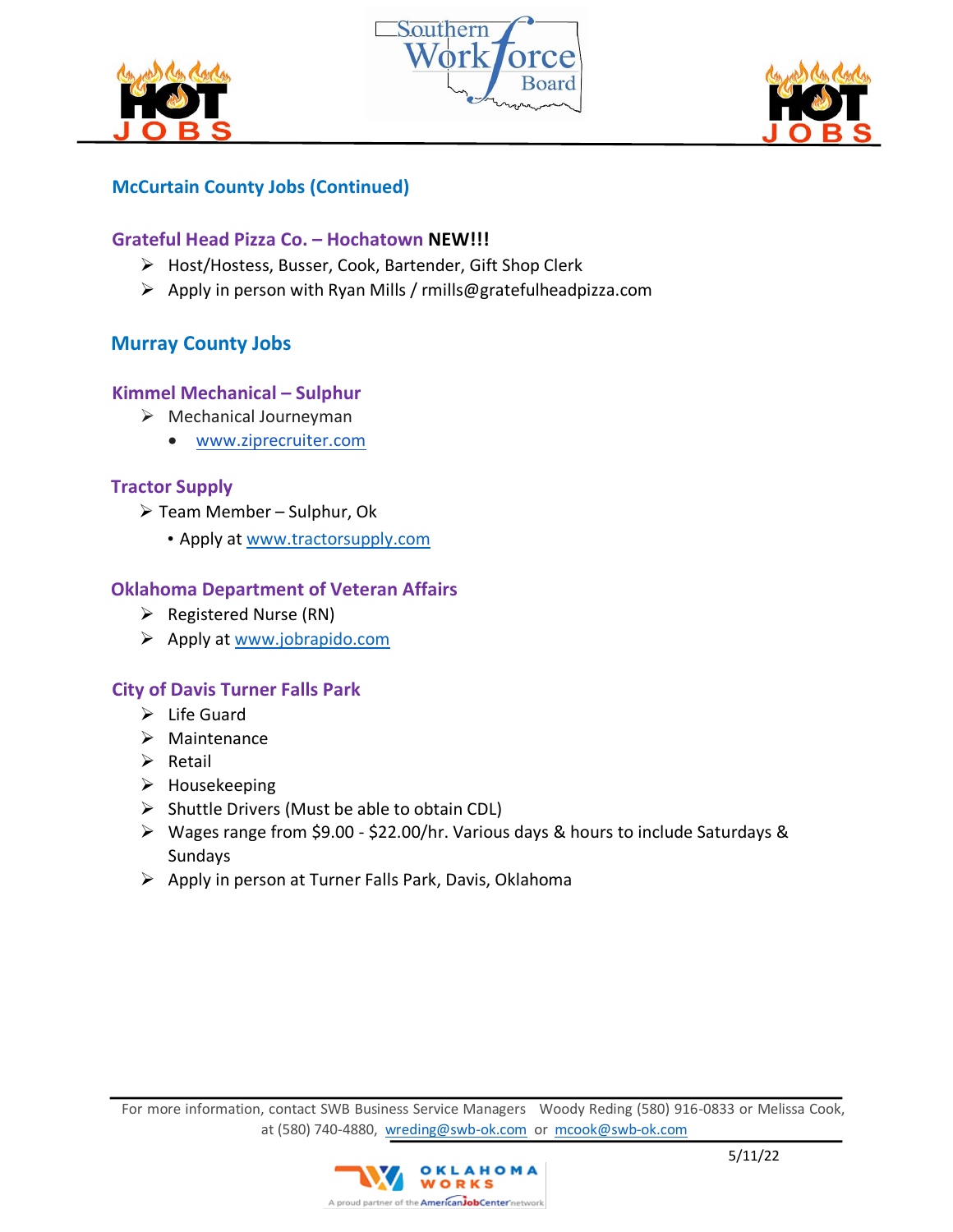## McCurtain County Jobs (Continued)

### Grateful Head Pizza Co. – Hochatown **NEW!!!**

- Host/Hostess, Busser, Cook, Bartender, Gift Shop Clerk
- Apply in person with Ryan Mills / rmills@gratefulheadpizza.com

## Murray County Jobs

### Kimmel Mechanical – Sulphur

- Mechanical Journeyman
  - www.ziprecruiter.com

### Tractor Supply

- Team Member – Sulphur, Ok
  - Apply at www.tractorsupply.com

### Oklahoma Department of Veteran Affairs

- Registered Nurse (RN)
- Apply at www.jobrapido.com

### City of Davis Turner Falls Park

- Life Guard
- Maintenance
- Retail
- Housekeeping
- Shuttle Drivers (Must be able to obtain CDL)
- Wages range from $9.00 - $22.00/hr. Various days & hours to include Saturdays & Sundays
- Apply in person at Turner Falls Park, Davis, Oklahoma

For more information, contact SWB Business Service Managers Woody Reding (580) 916-0833 or Melissa Cook, at (580) 740-4880, wreding@swb-ok.com or mcook@swb-ok.com

5/11/22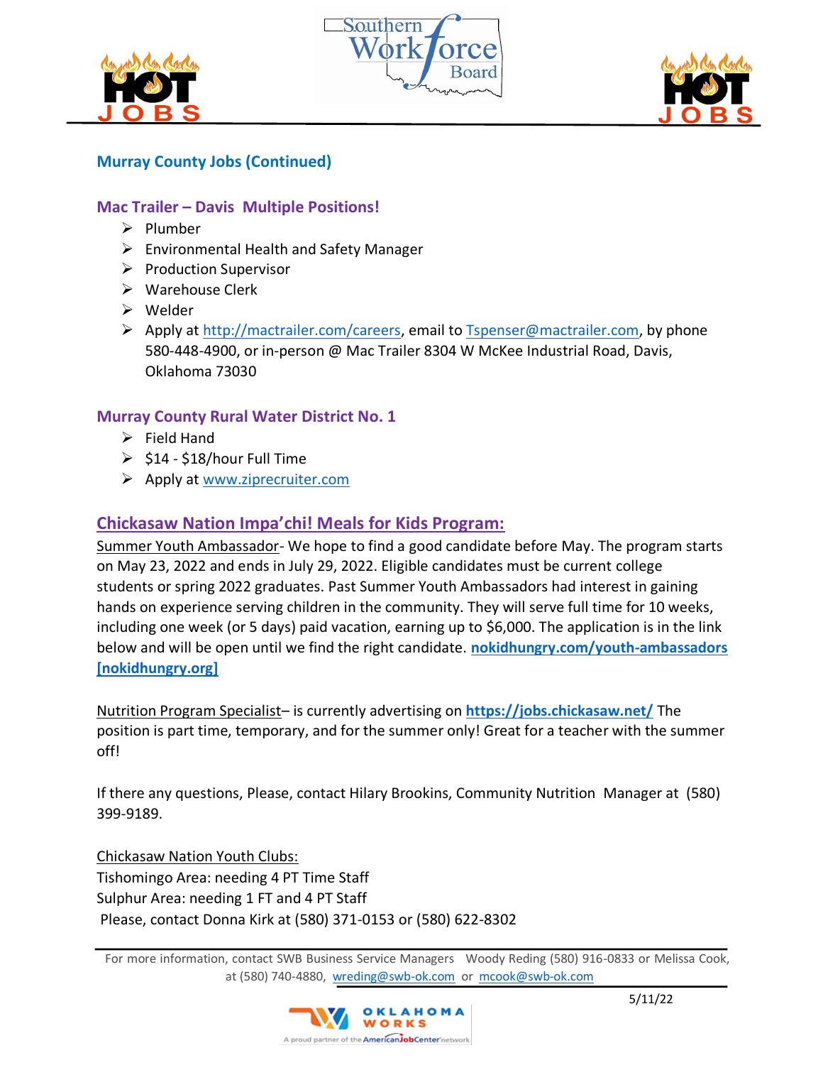## Murray County Jobs (Continued)

### Mac Trailer – Davis Multiple Positions!

- Plumber
- Environmental Health and Safety Manager
- Production Supervisor
- Warehouse Clerk
- Welder
- Apply at http://mactrailer.com/careers, email to Tspenser@mactrailer.com, by phone 580-448-4900, or in-person @ Mac Trailer 8304 W McKee Industrial Road, Davis, Oklahoma 73030

### Murray County Rural Water District No. 1

- Field Hand
- $14 - $18/hour Full Time
- Apply at www.ziprecruiter.com

### Chickasaw Nation Impa'chi! Meals for Kids Program:

Summer Youth Ambassador- We hope to find a good candidate before May. The program starts on May 23, 2022 and ends in July 29, 2022. Eligible candidates must be current college students or spring 2022 graduates. Past Summer Youth Ambassadors had interest in gaining hands on experience serving children in the community. They will serve full time for 10 weeks, including one week (or 5 days) paid vacation, earning up to $6,000. The application is in the link below and will be open until we find the right candidate. **nokidhungry.com/youth-ambassadors [nokidhungry.org]**

Nutrition Program Specialist– is currently advertising on **https://jobs.chickasaw.net/** The position is part time, temporary, and for the summer only! Great for a teacher with the summer off!

If there any questions, Please, contact Hilary Brookins, Community Nutrition Manager at (580) 399-9189.

Chickasaw Nation Youth Clubs:
Tishomingo Area: needing 4 PT Time Staff
Sulphur Area: needing 1 FT and 4 PT Staff
Please, contact Donna Kirk at (580) 371-0153 or (580) 622-8302

For more information, contact SWB Business Service Managers Woody Reding (580) 916-0833 or Melissa Cook, at (580) 740-4880, wreding@swb-ok.com or mcook@swb-ok.com

5/11/22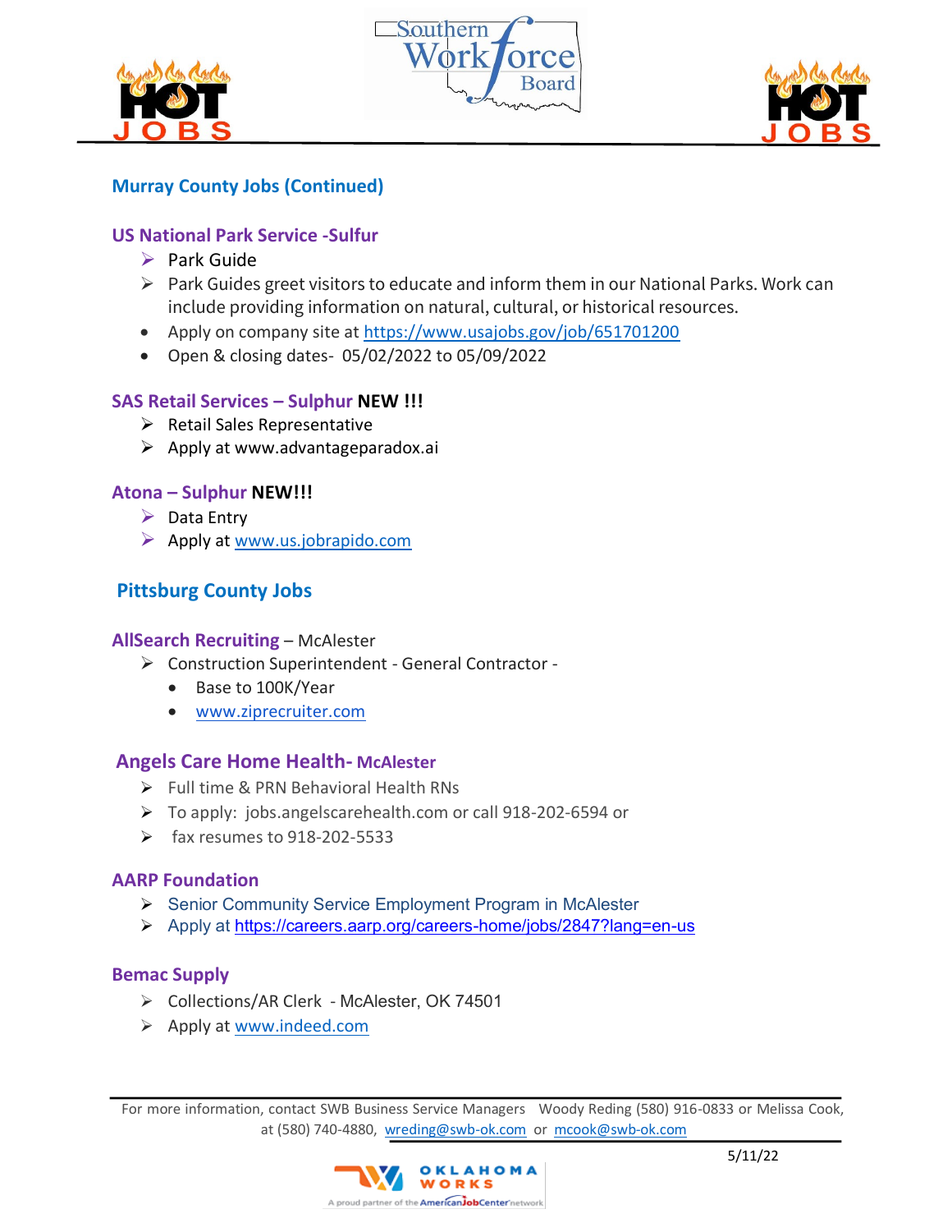## Murray County Jobs (Continued)

### US National Park Service -Sulfur

- Park Guide
- Park Guides greet visitors to educate and inform them in our National Parks. Work can include providing information on natural, cultural, or historical resources.
- Apply on company site at https://www.usajobs.gov/job/651701200
- Open & closing dates- 05/02/2022 to 05/09/2022

### SAS Retail Services – Sulphur **NEW !!!**

- Retail Sales Representative
- Apply at www.advantageparadox.ai

### Atona – Sulphur **NEW!!!**

- Data Entry
- Apply at www.us.jobrapido.com

## Pittsburg County Jobs

### AllSearch Recruiting – McAlester

- Construction Superintendent - General Contractor -
  - Base to 100K/Year
  - www.ziprecruiter.com

### Angels Care Home Health- McAlester

- Full time & PRN Behavioral Health RNs
- To apply: jobs.angelscarehealth.com or call 918-202-6594 or
- fax resumes to 918-202-5533

### AARP Foundation

- Senior Community Service Employment Program in McAlester
- Apply at https://careers.aarp.org/careers-home/jobs/2847?lang=en-us

### Bemac Supply

- Collections/AR Clerk - McAlester, OK 74501
- Apply at www.indeed.com

For more information, contact SWB Business Service Managers Woody Reding (580) 916-0833 or Melissa Cook, at (580) 740-4880, wreding@swb-ok.com or mcook@swb-ok.com

5/11/22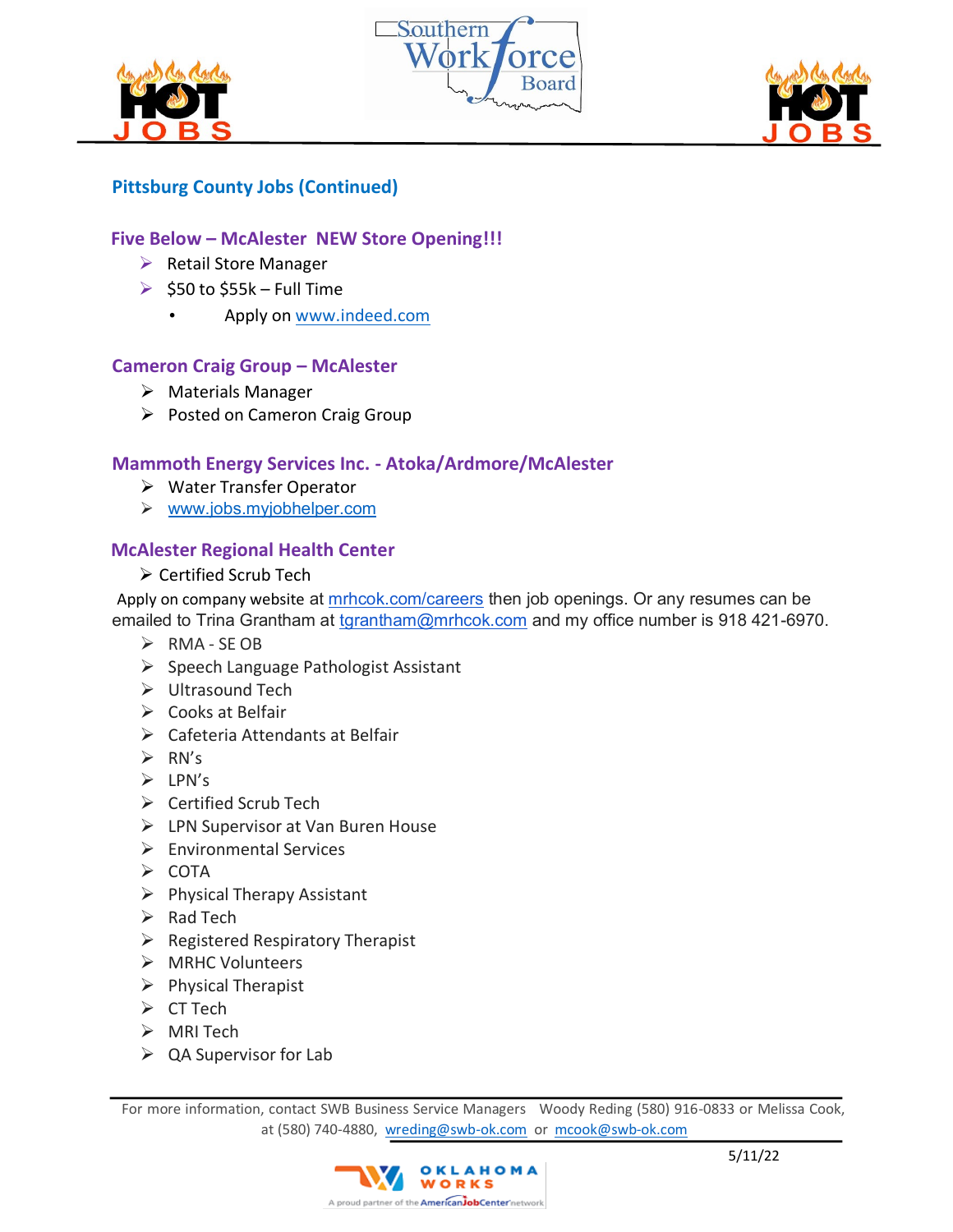## Pittsburg County Jobs (Continued)

### Five Below – McAlester NEW Store Opening!!!

- Retail Store Manager
- $50 to $55k – Full Time
  - Apply on www.indeed.com

### Cameron Craig Group – McAlester

- Materials Manager
- Posted on Cameron Craig Group

### Mammoth Energy Services Inc. - Atoka/Ardmore/McAlester

- Water Transfer Operator
- www.jobs.myjobhelper.com

### McAlester Regional Health Center

- Certified Scrub Tech

Apply on company website at mrhcok.com/careers then job openings. Or any resumes can be emailed to Trina Grantham at tgrantham@mrhcok.com and my office number is 918 421-6970.

- RMA - SE OB
- Speech Language Pathologist Assistant
- Ultrasound Tech
- Cooks at Belfair
- Cafeteria Attendants at Belfair
- RN's
- LPN's
- Certified Scrub Tech
- LPN Supervisor at Van Buren House
- Environmental Services
- COTA
- Physical Therapy Assistant
- Rad Tech
- Registered Respiratory Therapist
- MRHC Volunteers
- Physical Therapist
- CT Tech
- MRI Tech
- QA Supervisor for Lab

For more information, contact SWB Business Service Managers Woody Reding (580) 916-0833 or Melissa Cook, at (580) 740-4880, wreding@swb-ok.com or mcook@swb-ok.com

5/11/22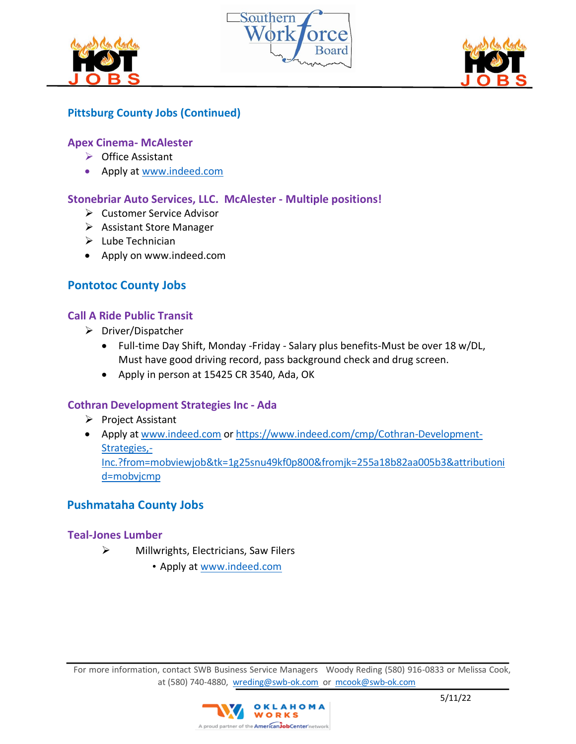## Pittsburg County Jobs (Continued)

### Apex Cinema- McAlester

- Office Assistant
- Apply at www.indeed.com

### Stonebriar Auto Services, LLC. McAlester - Multiple positions!

- Customer Service Advisor
- Assistant Store Manager
- Lube Technician
- Apply on www.indeed.com

## Pontotoc County Jobs

### Call A Ride Public Transit

- Driver/Dispatcher
  - Full-time Day Shift, Monday -Friday - Salary plus benefits-Must be over 18 w/DL, Must have good driving record, pass background check and drug screen.
  - Apply in person at 15425 CR 3540, Ada, OK

### Cothran Development Strategies Inc - Ada

- Project Assistant
- Apply at www.indeed.com or https://www.indeed.com/cmp/Cothran-Development-Strategies,-Inc.?from=mobviewjob&tk=1g25snu49kf0p800&fromjk=255a18b82aa005b3&attributionid=mobvjcmp

## Pushmataha County Jobs

### Teal-Jones Lumber

- Millwrights, Electricians, Saw Filers
  - Apply at www.indeed.com

For more information, contact SWB Business Service Managers Woody Reding (580) 916-0833 or Melissa Cook, at (580) 740-4880, wreding@swb-ok.com or mcook@swb-ok.com

5/11/22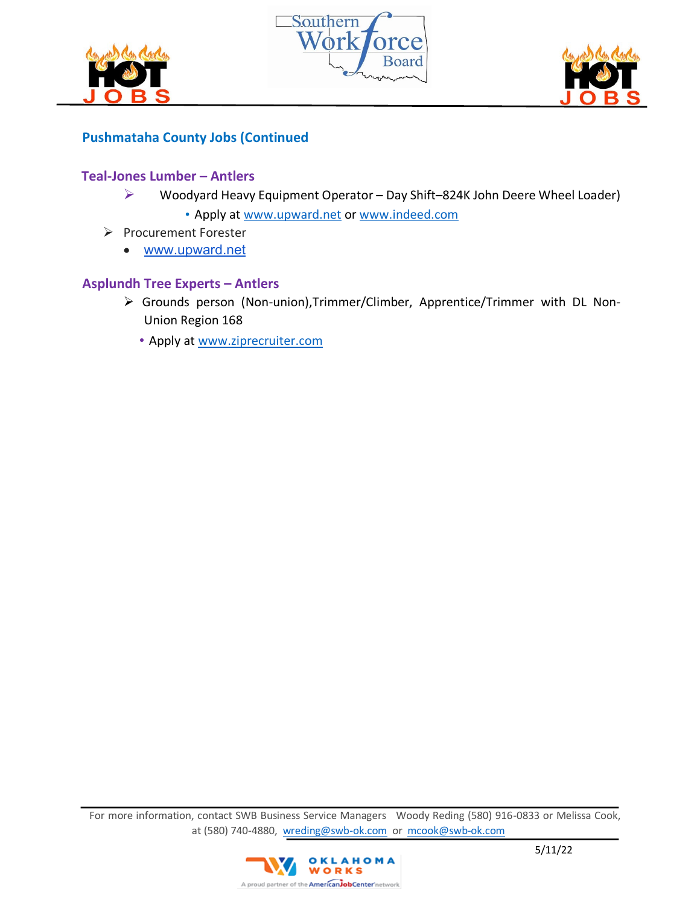## Pushmataha County Jobs (Continued

### Teal-Jones Lumber – Antlers

- Woodyard Heavy Equipment Operator – Day Shift–824K John Deere Wheel Loader)
  - Apply at www.upward.net or www.indeed.com
- Procurement Forester
  - www.upward.net

### Asplundh Tree Experts – Antlers

- Grounds person (Non-union),Trimmer/Climber, Apprentice/Trimmer with DL Non-Union Region 168
  - Apply at www.ziprecruiter.com

For more information, contact SWB Business Service Managers Woody Reding (580) 916-0833 or Melissa Cook, at (580) 740-4880, wreding@swb-ok.com or mcook@swb-ok.com

5/11/22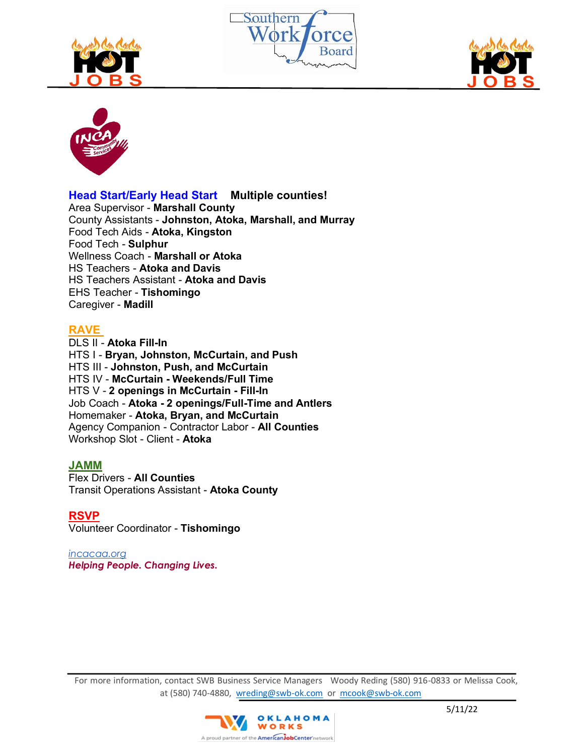## Head Start/Early Head Start **Multiple counties!**

Area Supervisor - **Marshall County**
County Assistants - **Johnston, Atoka, Marshall, and Murray**
Food Tech Aids - **Atoka, Kingston**
Food Tech - **Sulphur**
Wellness Coach - **Marshall or Atoka**
HS Teachers - **Atoka and Davis**
HS Teachers Assistant - **Atoka and Davis**
EHS Teacher - **Tishomingo**
Caregiver - **Madill**

## RAVE

DLS II - **Atoka Fill-In**
HTS I - **Bryan, Johnston, McCurtain, and Push**
HTS III - **Johnston, Push, and McCurtain**
HTS IV - **McCurtain - Weekends/Full Time**
HTS V - **2 openings in McCurtain - Fill-In**
Job Coach - **Atoka - 2 openings/Full-Time and Antlers**
Homemaker - **Atoka, Bryan, and McCurtain**
Agency Companion - Contractor Labor - **All Counties**
Workshop Slot - Client - **Atoka**

## JAMM

Flex Drivers - **All Counties**
Transit Operations Assistant - **Atoka County**

## RSVP

Volunteer Coordinator - **Tishomingo**

*incacaa.org*
***Helping People. Changing Lives.***

For more information, contact SWB Business Service Managers Woody Reding (580) 916-0833 or Melissa Cook, at (580) 740-4880, wreding@swb-ok.com or mcook@swb-ok.com

5/11/22